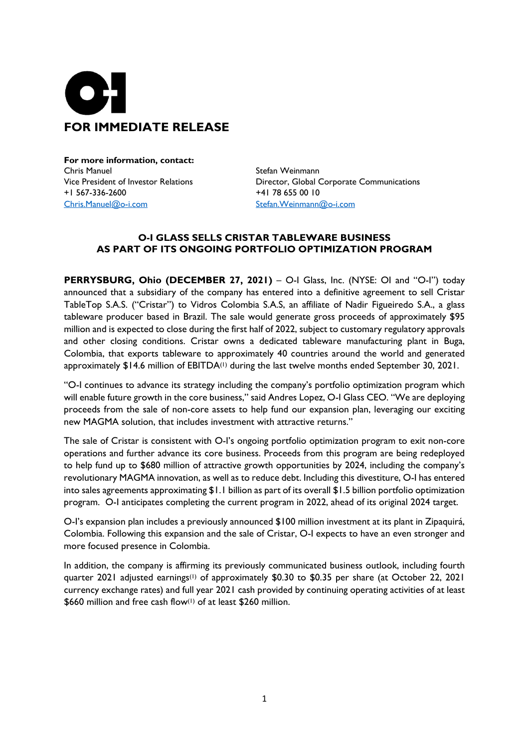**FOR IMMEDIATE RELEASE**

**For more information, contact:**

Chris Manuel
Vice President of Investor Relations
+1 567-336-2600
Chris.Manuel@o-i.com

Stefan Weinmann
Director, Global Corporate Communications
+41 78 655 00 10
Stefan.Weinmann@o-i.com

## O-I GLASS SELLS CRISTAR TABLEWARE BUSINESS AS PART OF ITS ONGOING PORTFOLIO OPTIMIZATION PROGRAM

**PERRYSBURG, Ohio (DECEMBER 27, 2021)** – O-I Glass, Inc. (NYSE: OI and "O-I") today announced that a subsidiary of the company has entered into a definitive agreement to sell Cristar TableTop S.A.S. ("Cristar") to Vidros Colombia S.A.S, an affiliate of Nadir Figueiredo S.A., a glass tableware producer based in Brazil. The sale would generate gross proceeds of approximately $95 million and is expected to close during the first half of 2022, subject to customary regulatory approvals and other closing conditions. Cristar owns a dedicated tableware manufacturing plant in Buga, Colombia, that exports tableware to approximately 40 countries around the world and generated approximately $14.6 million of EBITDA(1) during the last twelve months ended September 30, 2021.

"O-I continues to advance its strategy including the company's portfolio optimization program which will enable future growth in the core business," said Andres Lopez, O-I Glass CEO. "We are deploying proceeds from the sale of non-core assets to help fund our expansion plan, leveraging our exciting new MAGMA solution, that includes investment with attractive returns."

The sale of Cristar is consistent with O-I's ongoing portfolio optimization program to exit non-core operations and further advance its core business. Proceeds from this program are being redeployed to help fund up to $680 million of attractive growth opportunities by 2024, including the company's revolutionary MAGMA innovation, as well as to reduce debt. Including this divestiture, O-I has entered into sales agreements approximating $1.1 billion as part of its overall $1.5 billion portfolio optimization program. O-I anticipates completing the current program in 2022, ahead of its original 2024 target.

O-I's expansion plan includes a previously announced $100 million investment at its plant in Zipaquirá, Colombia. Following this expansion and the sale of Cristar, O-I expects to have an even stronger and more focused presence in Colombia.

In addition, the company is affirming its previously communicated business outlook, including fourth quarter 2021 adjusted earnings(1) of approximately $0.30 to $0.35 per share (at October 22, 2021 currency exchange rates) and full year 2021 cash provided by continuing operating activities of at least $660 million and free cash flow(1) of at least $260 million.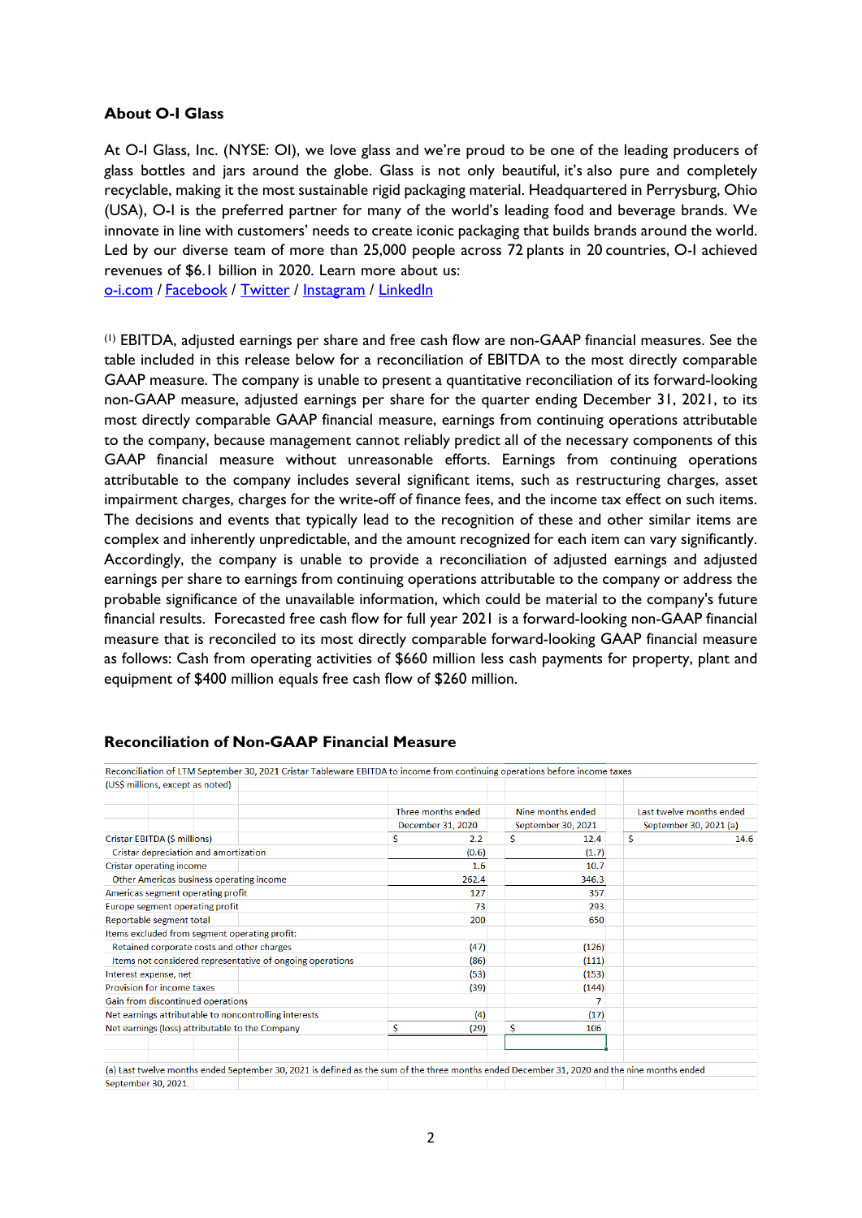### About O-I Glass

At O-I Glass, Inc. (NYSE: OI), we love glass and we're proud to be one of the leading producers of glass bottles and jars around the globe. Glass is not only beautiful, it's also pure and completely recyclable, making it the most sustainable rigid packaging material. Headquartered in Perrysburg, Ohio (USA), O-I is the preferred partner for many of the world's leading food and beverage brands. We innovate in line with customers' needs to create iconic packaging that builds brands around the world. Led by our diverse team of more than 25,000 people across 72 plants in 20 countries, O-I achieved revenues of $6.1 billion in 2020. Learn more about us:
o-i.com / Facebook / Twitter / Instagram / LinkedIn

(1) EBITDA, adjusted earnings per share and free cash flow are non-GAAP financial measures. See the table included in this release below for a reconciliation of EBITDA to the most directly comparable GAAP measure. The company is unable to present a quantitative reconciliation of its forward-looking non-GAAP measure, adjusted earnings per share for the quarter ending December 31, 2021, to its most directly comparable GAAP financial measure, earnings from continuing operations attributable to the company, because management cannot reliably predict all of the necessary components of this GAAP financial measure without unreasonable efforts. Earnings from continuing operations attributable to the company includes several significant items, such as restructuring charges, asset impairment charges, charges for the write-off of finance fees, and the income tax effect on such items. The decisions and events that typically lead to the recognition of these and other similar items are complex and inherently unpredictable, and the amount recognized for each item can vary significantly. Accordingly, the company is unable to provide a reconciliation of adjusted earnings and adjusted earnings per share to earnings from continuing operations attributable to the company or address the probable significance of the unavailable information, which could be material to the company's future financial results. Forecasted free cash flow for full year 2021 is a forward-looking non-GAAP financial measure that is reconciled to its most directly comparable forward-looking GAAP financial measure as follows: Cash from operating activities of $660 million less cash payments for property, plant and equipment of $400 million equals free cash flow of $260 million.

### Reconciliation of Non-GAAP Financial Measure

Reconciliation of LTM September 30, 2021 Cristar Tableware EBITDA to income from continuing operations before income taxes
(US$ millions, except as noted)

| | Three months ended December 31, 2020 | Nine months ended September 30, 2021 | Last twelve months ended September 30, 2021 (a) |
|---|---|---|---|
| Cristar EBITDA ($ millions) | $ 2.2 | $ 12.4 | $ 14.6 |
| Cristar depreciation and amortization | (0.6) | (1.7) | |
| Cristar operating income | 1.6 | 10.7 | |
| Other Americas business operating income | 262.4 | 346.3 | |
| Americas segment operating profit | 127 | 357 | |
| Europe segment operating profit | 73 | 293 | |
| Reportable segment total | 200 | 650 | |
| Items excluded from segment operating profit: | | | |
| Retained corporate costs and other charges | (47) | (126) | |
| Items not considered representative of ongoing operations | (86) | (111) | |
| Interest expense, net | (53) | (153) | |
| Provision for income taxes | (39) | (144) | |
| Gain from discontinued operations | | 7 | |
| Net earnings attributable to noncontrolling interests | (4) | (17) | |
| Net earnings (loss) attributable to the Company | $ (29) | $ 106 | |

(a) Last twelve months ended September 30, 2021 is defined as the sum of the three months ended December 31, 2020 and the nine months ended September 30, 2021.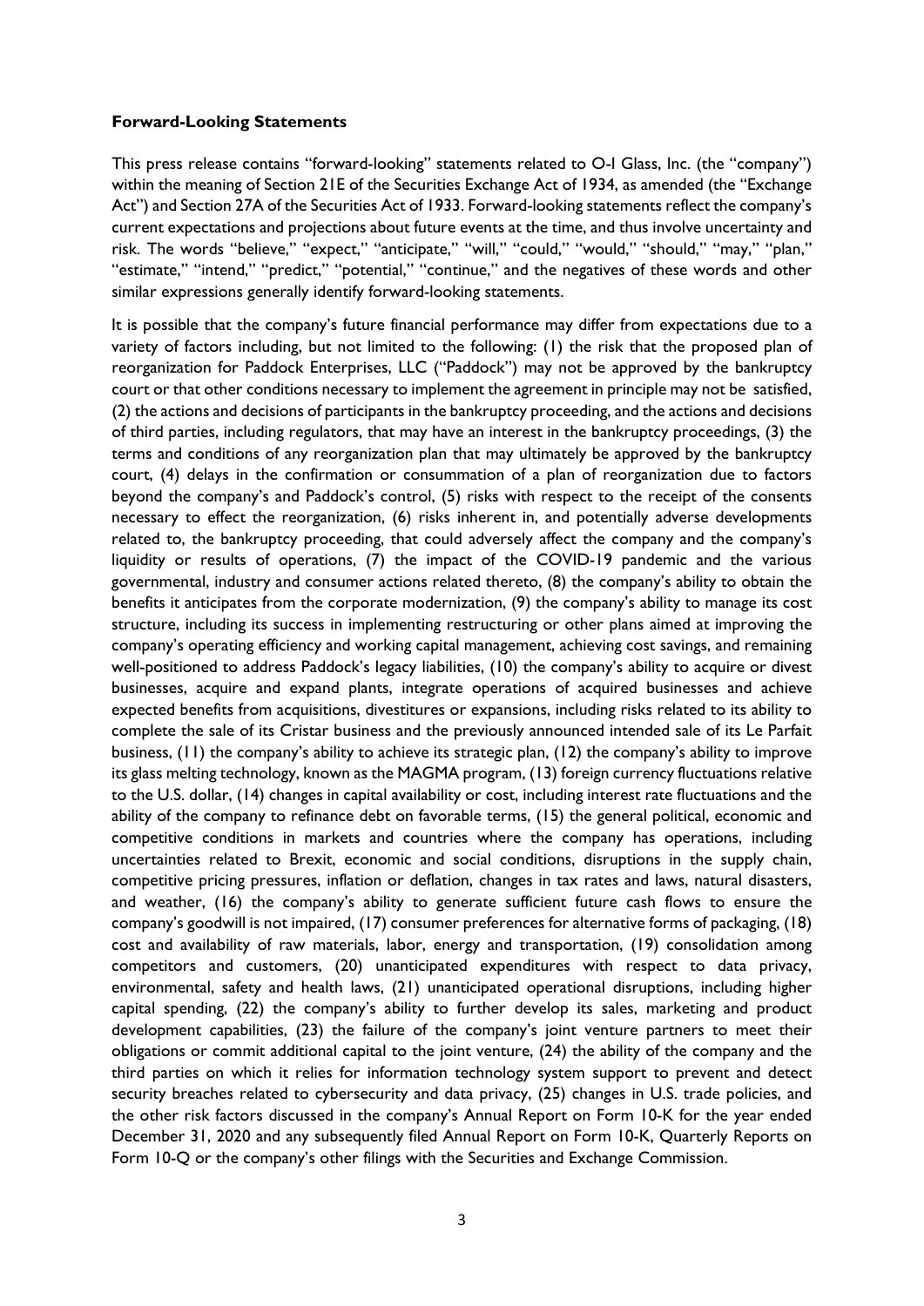**Forward-Looking Statements**

This press release contains "forward-looking" statements related to O-I Glass, Inc. (the "company") within the meaning of Section 21E of the Securities Exchange Act of 1934, as amended (the "Exchange Act") and Section 27A of the Securities Act of 1933. Forward-looking statements reflect the company's current expectations and projections about future events at the time, and thus involve uncertainty and risk. The words "believe," "expect," "anticipate," "will," "could," "would," "should," "may," "plan," "estimate," "intend," "predict," "potential," "continue," and the negatives of these words and other similar expressions generally identify forward-looking statements.

It is possible that the company's future financial performance may differ from expectations due to a variety of factors including, but not limited to the following: (1) the risk that the proposed plan of reorganization for Paddock Enterprises, LLC ("Paddock") may not be approved by the bankruptcy court or that other conditions necessary to implement the agreement in principle may not be satisfied, (2) the actions and decisions of participants in the bankruptcy proceeding, and the actions and decisions of third parties, including regulators, that may have an interest in the bankruptcy proceedings, (3) the terms and conditions of any reorganization plan that may ultimately be approved by the bankruptcy court, (4) delays in the confirmation or consummation of a plan of reorganization due to factors beyond the company's and Paddock's control, (5) risks with respect to the receipt of the consents necessary to effect the reorganization, (6) risks inherent in, and potentially adverse developments related to, the bankruptcy proceeding, that could adversely affect the company and the company's liquidity or results of operations, (7) the impact of the COVID-19 pandemic and the various governmental, industry and consumer actions related thereto, (8) the company's ability to obtain the benefits it anticipates from the corporate modernization, (9) the company's ability to manage its cost structure, including its success in implementing restructuring or other plans aimed at improving the company's operating efficiency and working capital management, achieving cost savings, and remaining well-positioned to address Paddock's legacy liabilities, (10) the company's ability to acquire or divest businesses, acquire and expand plants, integrate operations of acquired businesses and achieve expected benefits from acquisitions, divestitures or expansions, including risks related to its ability to complete the sale of its Cristar business and the previously announced intended sale of its Le Parfait business, (11) the company's ability to achieve its strategic plan, (12) the company's ability to improve its glass melting technology, known as the MAGMA program, (13) foreign currency fluctuations relative to the U.S. dollar, (14) changes in capital availability or cost, including interest rate fluctuations and the ability of the company to refinance debt on favorable terms, (15) the general political, economic and competitive conditions in markets and countries where the company has operations, including uncertainties related to Brexit, economic and social conditions, disruptions in the supply chain, competitive pricing pressures, inflation or deflation, changes in tax rates and laws, natural disasters, and weather, (16) the company's ability to generate sufficient future cash flows to ensure the company's goodwill is not impaired, (17) consumer preferences for alternative forms of packaging, (18) cost and availability of raw materials, labor, energy and transportation, (19) consolidation among competitors and customers, (20) unanticipated expenditures with respect to data privacy, environmental, safety and health laws, (21) unanticipated operational disruptions, including higher capital spending, (22) the company's ability to further develop its sales, marketing and product development capabilities, (23) the failure of the company's joint venture partners to meet their obligations or commit additional capital to the joint venture, (24) the ability of the company and the third parties on which it relies for information technology system support to prevent and detect security breaches related to cybersecurity and data privacy, (25) changes in U.S. trade policies, and the other risk factors discussed in the company's Annual Report on Form 10-K for the year ended December 31, 2020 and any subsequently filed Annual Report on Form 10-K, Quarterly Reports on Form 10-Q or the company's other filings with the Securities and Exchange Commission.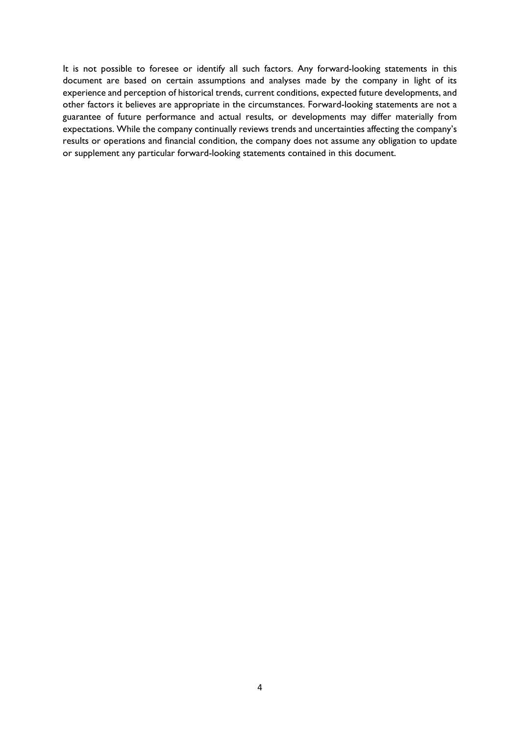It is not possible to foresee or identify all such factors. Any forward-looking statements in this document are based on certain assumptions and analyses made by the company in light of its experience and perception of historical trends, current conditions, expected future developments, and other factors it believes are appropriate in the circumstances. Forward-looking statements are not a guarantee of future performance and actual results, or developments may differ materially from expectations. While the company continually reviews trends and uncertainties affecting the company's results or operations and financial condition, the company does not assume any obligation to update or supplement any particular forward-looking statements contained in this document.